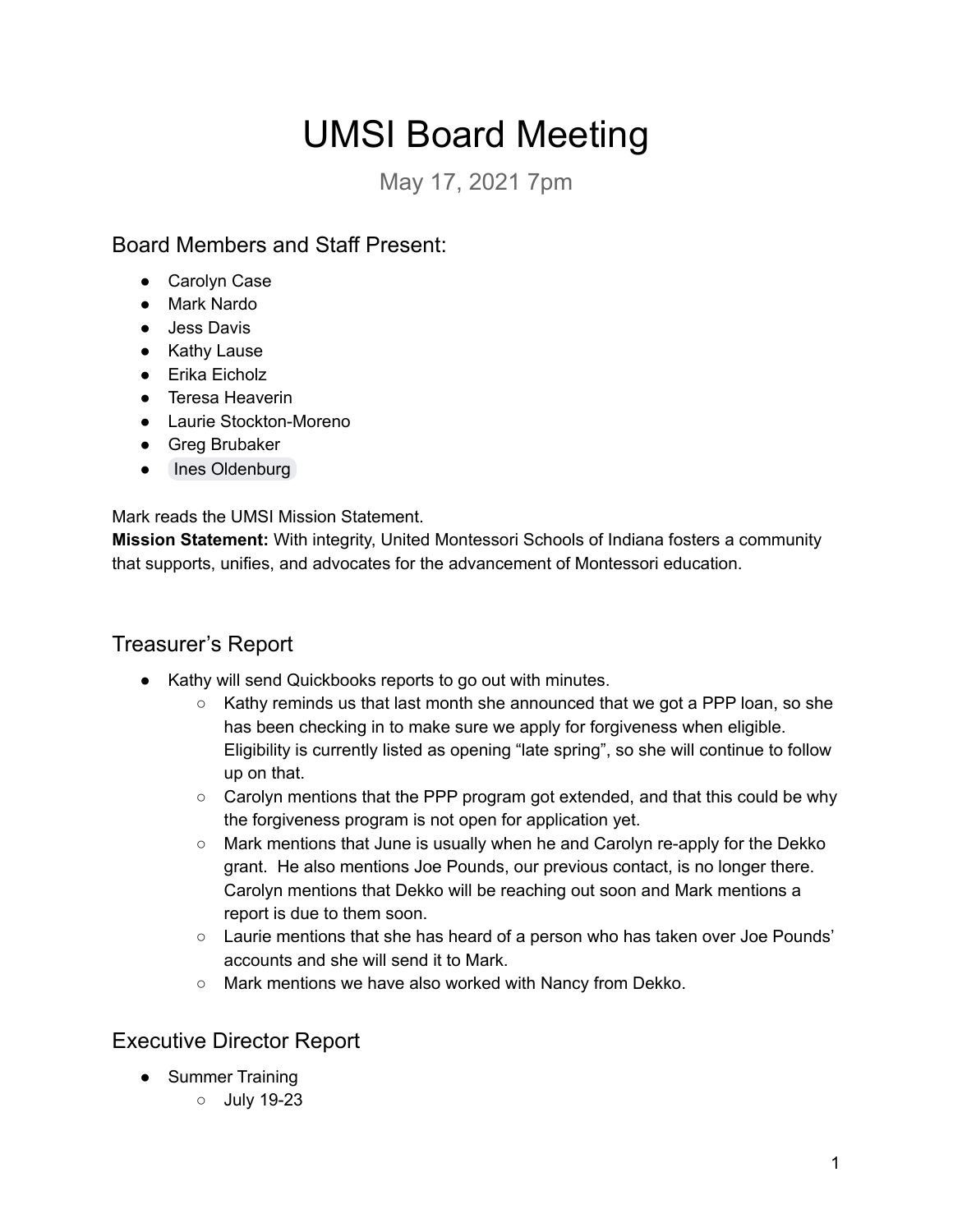# UMSI Board Meeting

May 17, 2021 7pm

## Board Members and Staff Present:

- Carolyn Case
- Mark Nardo
- Jess Davis
- Kathy Lause
- Erika Eicholz
- Teresa Heaverin
- Laurie Stockton-Moreno
- Greg Brubaker
- Ines Oldenburg

Mark reads the UMSI Mission Statement.
**Mission Statement:** With integrity, United Montessori Schools of Indiana fosters a community that supports, unifies, and advocates for the advancement of Montessori education.

## Treasurer's Report

- Kathy will send Quickbooks reports to go out with minutes.
    - Kathy reminds us that last month she announced that we got a PPP loan, so she has been checking in to make sure we apply for forgiveness when eligible. Eligibility is currently listed as opening "late spring", so she will continue to follow up on that.
    - Carolyn mentions that the PPP program got extended, and that this could be why the forgiveness program is not open for application yet.
    - Mark mentions that June is usually when he and Carolyn re-apply for the Dekko grant. He also mentions Joe Pounds, our previous contact, is no longer there. Carolyn mentions that Dekko will be reaching out soon and Mark mentions a report is due to them soon.
    - Laurie mentions that she has heard of a person who has taken over Joe Pounds' accounts and she will send it to Mark.
    - Mark mentions we have also worked with Nancy from Dekko.

## Executive Director Report

- Summer Training
    - July 19-23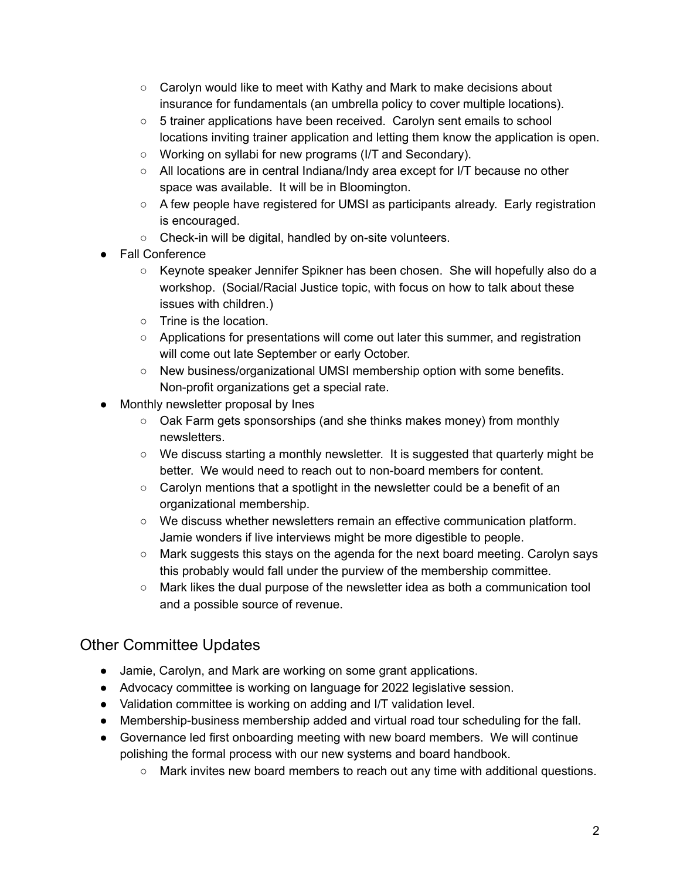- Carolyn would like to meet with Kathy and Mark to make decisions about insurance for fundamentals (an umbrella policy to cover multiple locations).
    - 5 trainer applications have been received. Carolyn sent emails to school locations inviting trainer application and letting them know the application is open.
    - Working on syllabi for new programs (I/T and Secondary).
    - All locations are in central Indiana/Indy area except for I/T because no other space was available. It will be in Bloomington.
    - A few people have registered for UMSI as participants already. Early registration is encouraged.
    - Check-in will be digital, handled by on-site volunteers.
- Fall Conference
    - Keynote speaker Jennifer Spikner has been chosen. She will hopefully also do a workshop. (Social/Racial Justice topic, with focus on how to talk about these issues with children.)
    - Trine is the location.
    - Applications for presentations will come out later this summer, and registration will come out late September or early October.
    - New business/organizational UMSI membership option with some benefits. Non-profit organizations get a special rate.
- Monthly newsletter proposal by Ines
    - Oak Farm gets sponsorships (and she thinks makes money) from monthly newsletters.
    - We discuss starting a monthly newsletter. It is suggested that quarterly might be better. We would need to reach out to non-board members for content.
    - Carolyn mentions that a spotlight in the newsletter could be a benefit of an organizational membership.
    - We discuss whether newsletters remain an effective communication platform. Jamie wonders if live interviews might be more digestible to people.
    - Mark suggests this stays on the agenda for the next board meeting. Carolyn says this probably would fall under the purview of the membership committee.
    - Mark likes the dual purpose of the newsletter idea as both a communication tool and a possible source of revenue.

## Other Committee Updates

- Jamie, Carolyn, and Mark are working on some grant applications.
- Advocacy committee is working on language for 2022 legislative session.
- Validation committee is working on adding and I/T validation level.
- Membership-business membership added and virtual road tour scheduling for the fall.
- Governance led first onboarding meeting with new board members. We will continue polishing the formal process with our new systems and board handbook.
    - Mark invites new board members to reach out any time with additional questions.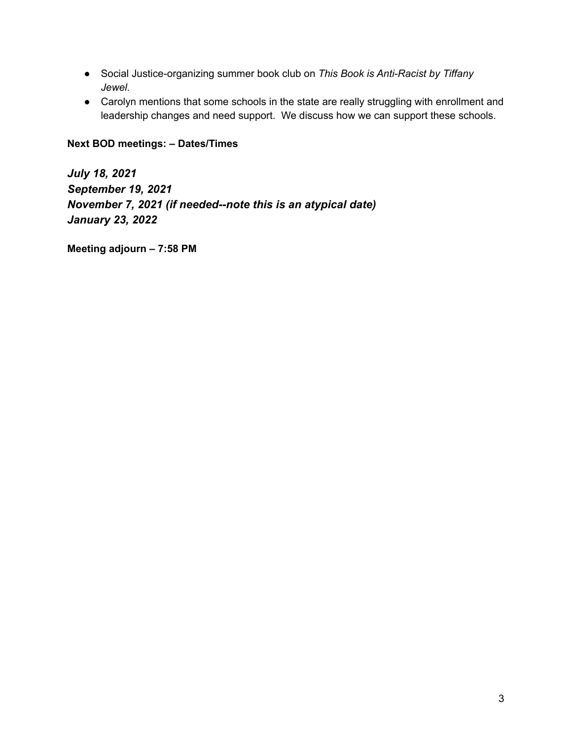- Social Justice-organizing summer book club on *This Book is Anti-Racist by Tiffany Jewel.*
- Carolyn mentions that some schools in the state are really struggling with enrollment and leadership changes and need support. We discuss how we can support these schools.

**Next BOD meetings: – Dates/Times**

***July 18, 2021***
***September 19, 2021***
***November 7, 2021 (if needed--note this is an atypical date)***
***January 23, 2022***

**Meeting adjourn – 7:58 PM**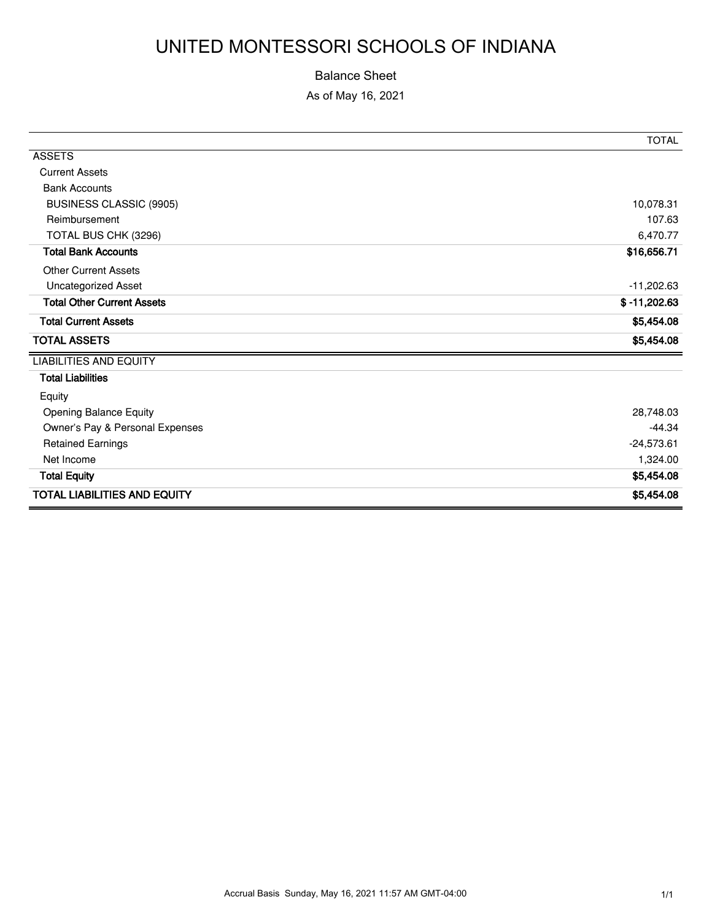# UNITED MONTESSORI SCHOOLS OF INDIANA

Balance Sheet

As of May 16, 2021

| | TOTAL |
|---|---|
| ASSETS | |
| Current Assets | |
| Bank Accounts | |
| BUSINESS CLASSIC (9905) | 10,078.31 |
| Reimbursement | 107.63 |
| TOTAL BUS CHK (3296) | 6,470.77 |
| **Total Bank Accounts** | **$16,656.71** |
| Other Current Assets | |
| Uncategorized Asset | -11,202.63 |
| **Total Other Current Assets** | **$ -11,202.63** |
| **Total Current Assets** | **$5,454.08** |
| **TOTAL ASSETS** | **$5,454.08** |
| LIABILITIES AND EQUITY | |
| **Total Liabilities** | |
| Equity | |
| Opening Balance Equity | 28,748.03 |
| Owner's Pay & Personal Expenses | -44.34 |
| Retained Earnings | -24,573.61 |
| Net Income | 1,324.00 |
| **Total Equity** | **$5,454.08** |
| **TOTAL LIABILITIES AND EQUITY** | **$5,454.08** |

Accrual Basis Sunday, May 16, 2021 11:57 AM GMT-04:00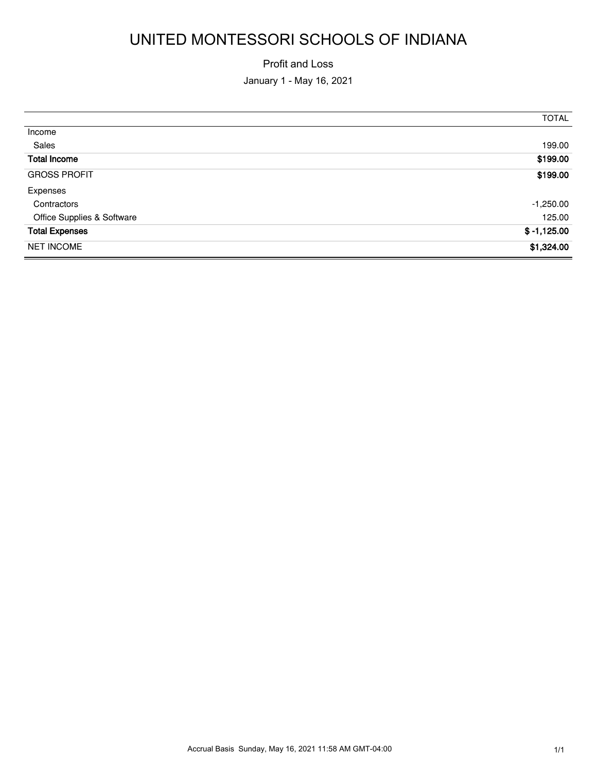# UNITED MONTESSORI SCHOOLS OF INDIANA

Profit and Loss

January 1 - May 16, 2021

| | TOTAL |
|---|---|
| Income | |
| Sales | 199.00 |
| **Total Income** | **$199.00** |
| GROSS PROFIT | **$199.00** |
| Expenses | |
| Contractors | -1,250.00 |
| Office Supplies & Software | 125.00 |
| **Total Expenses** | **$ -1,125.00** |
| NET INCOME | **$1,324.00** |

Accrual Basis Sunday, May 16, 2021 11:58 AM GMT-04:00